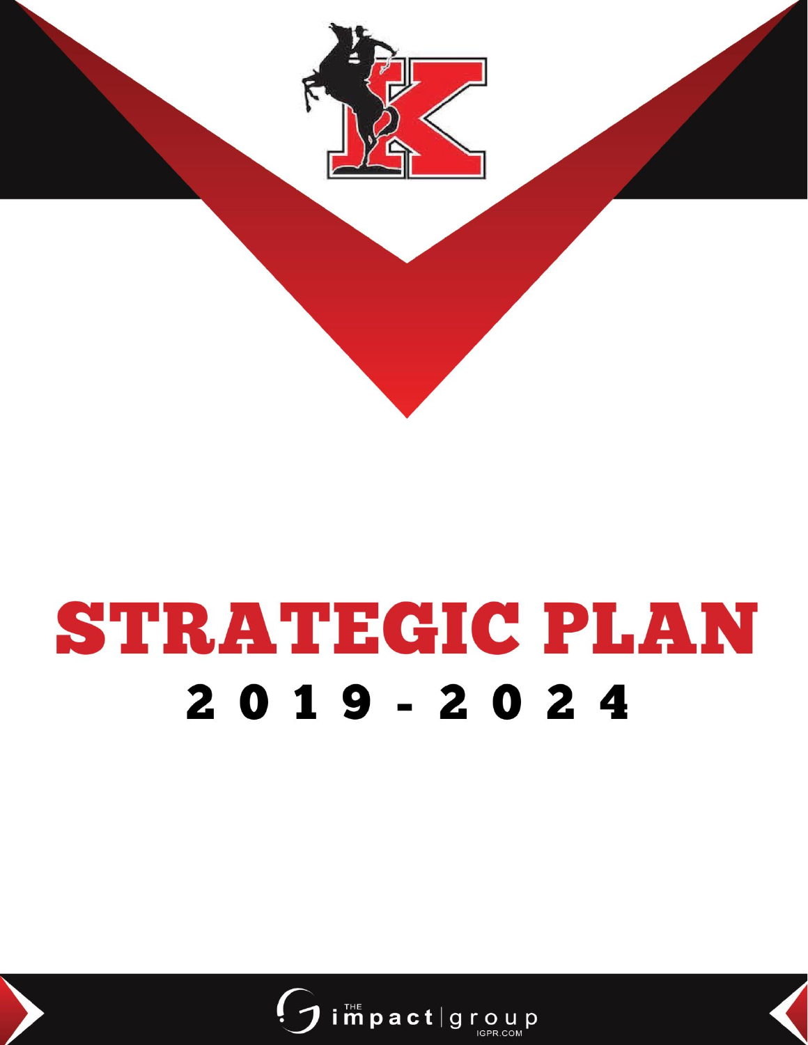# STRATEGIC PLAN

## 2019 - 2024

the impact group
IGPR.COM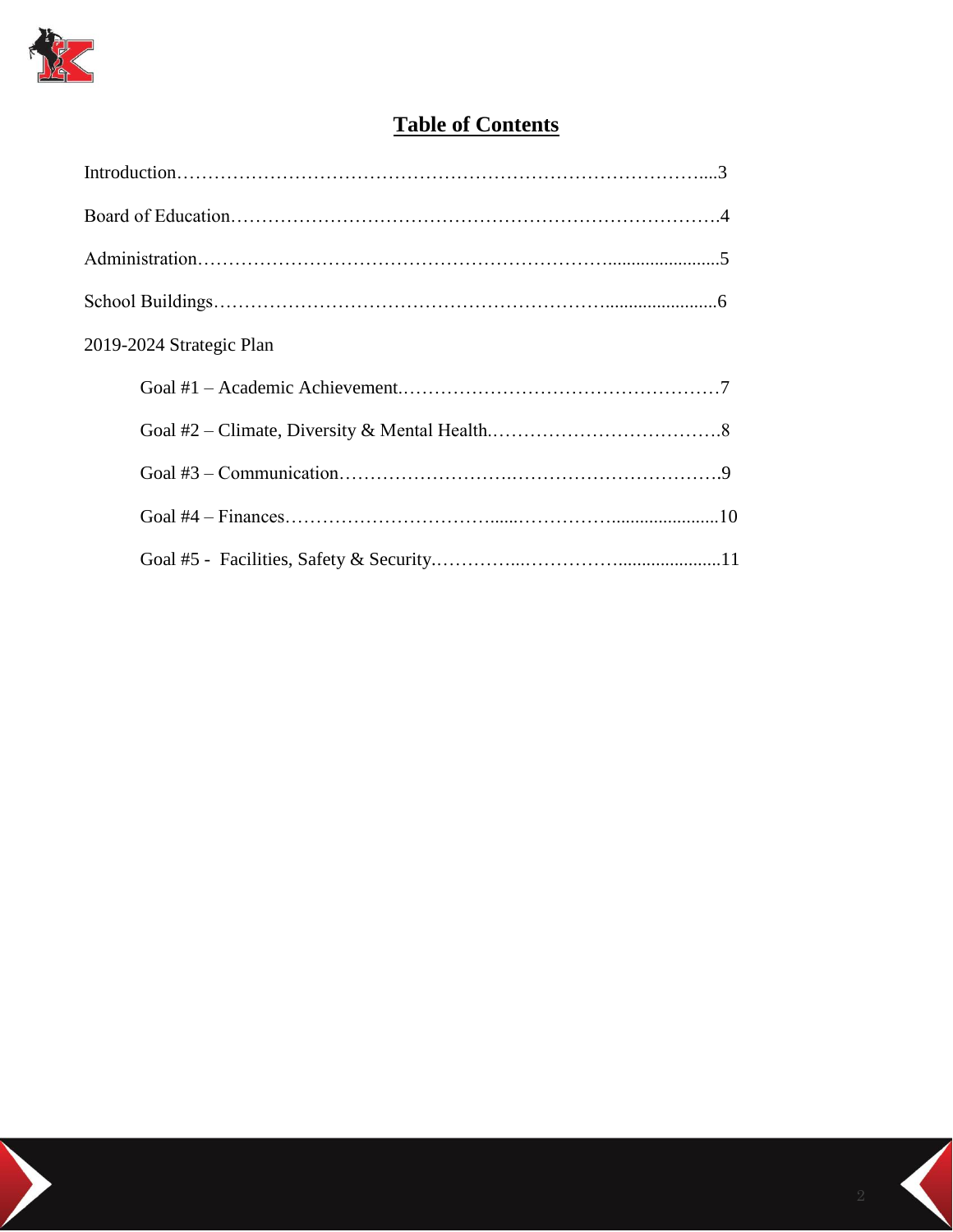## Table of Contents

Introduction....3

Board of Education....4

Administration....5

School Buildings....6

2019-2024 Strategic Plan

- Goal #1 – Academic Achievement....7
- Goal #2 – Climate, Diversity & Mental Health....8
- Goal #3 – Communication....9
- Goal #4 – Finances....10
- Goal #5 - Facilities, Safety & Security....11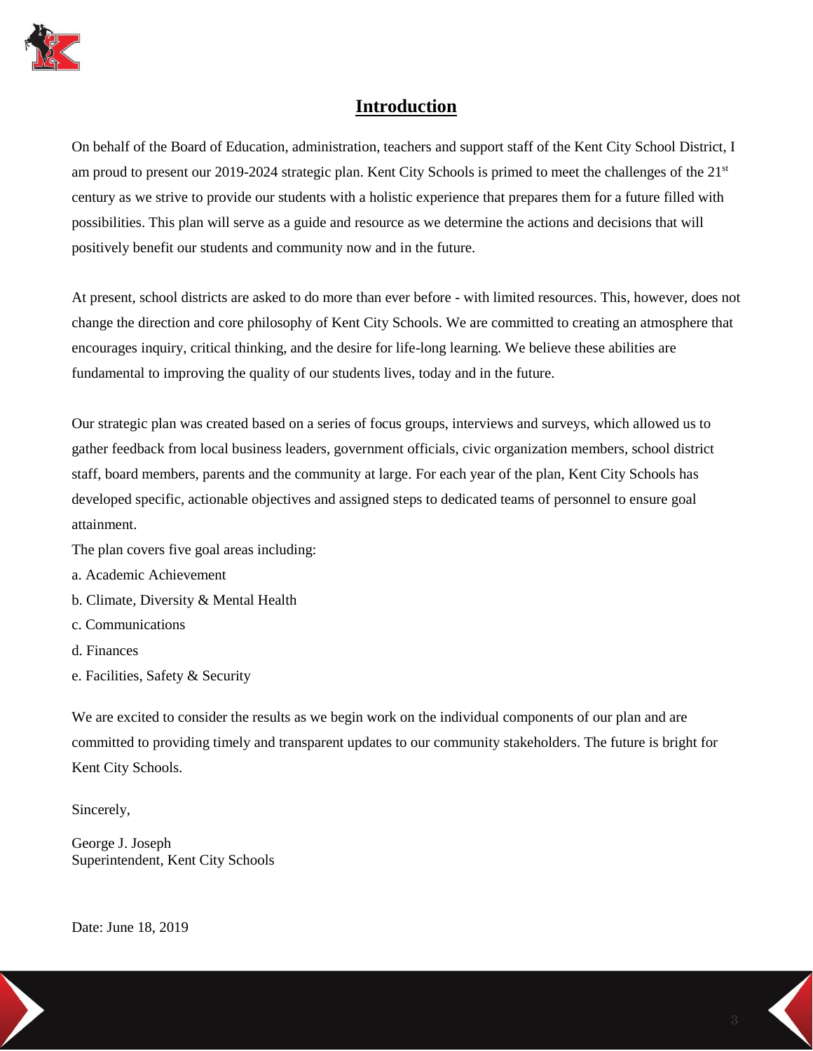## Introduction

On behalf of the Board of Education, administration, teachers and support staff of the Kent City School District, I am proud to present our 2019-2024 strategic plan. Kent City Schools is primed to meet the challenges of the 21st century as we strive to provide our students with a holistic experience that prepares them for a future filled with possibilities. This plan will serve as a guide and resource as we determine the actions and decisions that will positively benefit our students and community now and in the future.

At present, school districts are asked to do more than ever before - with limited resources. This, however, does not change the direction and core philosophy of Kent City Schools. We are committed to creating an atmosphere that encourages inquiry, critical thinking, and the desire for life-long learning. We believe these abilities are fundamental to improving the quality of our students lives, today and in the future.

Our strategic plan was created based on a series of focus groups, interviews and surveys, which allowed us to gather feedback from local business leaders, government officials, civic organization members, school district staff, board members, parents and the community at large. For each year of the plan, Kent City Schools has developed specific, actionable objectives and assigned steps to dedicated teams of personnel to ensure goal attainment.

The plan covers five goal areas including:

a. Academic Achievement

b. Climate, Diversity & Mental Health

c. Communications

d. Finances

e. Facilities, Safety & Security

We are excited to consider the results as we begin work on the individual components of our plan and are committed to providing timely and transparent updates to our community stakeholders. The future is bright for Kent City Schools.

Sincerely,

George J. Joseph
Superintendent, Kent City Schools

Date: June 18, 2019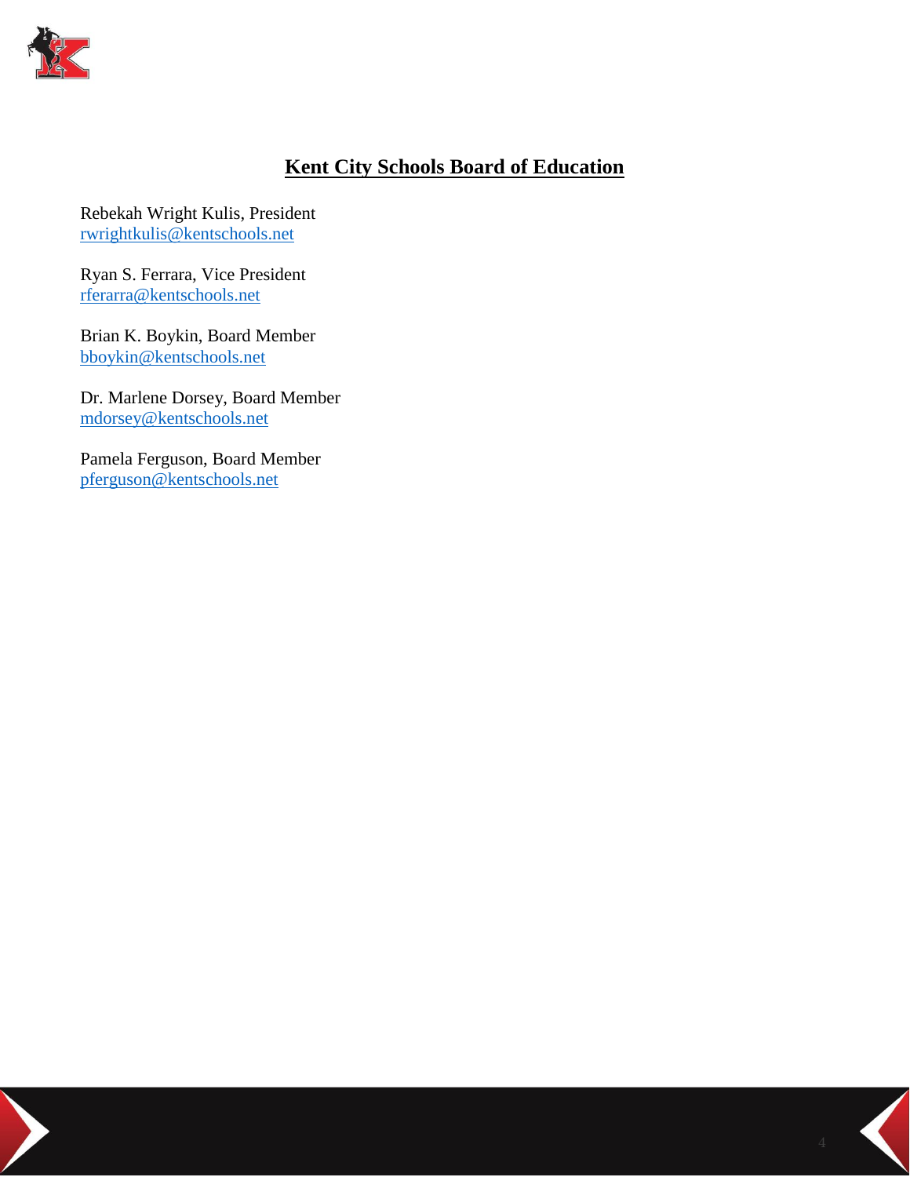## Kent City Schools Board of Education

Rebekah Wright Kulis, President
rwrightkulis@kentschools.net

Ryan S. Ferrara, Vice President
rferarra@kentschools.net

Brian K. Boykin, Board Member
bboykin@kentschools.net

Dr. Marlene Dorsey, Board Member
mdorsey@kentschools.net

Pamela Ferguson, Board Member
pferguson@kentschools.net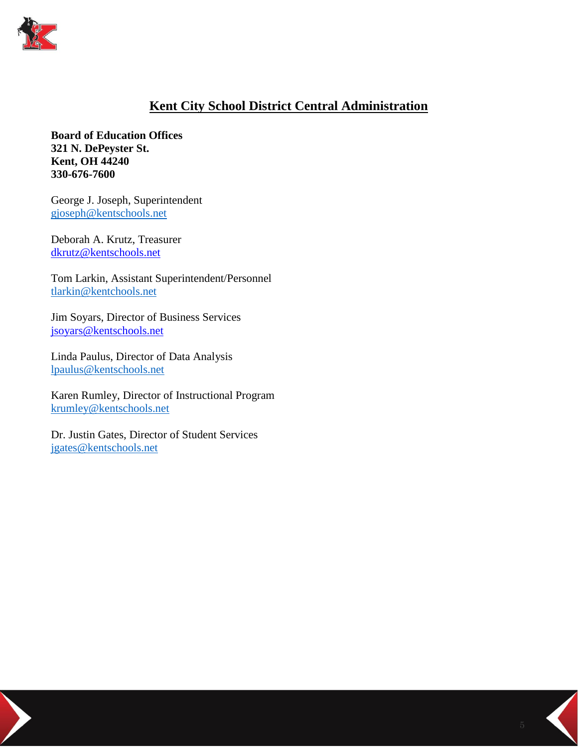# Kent City School District Central Administration

**Board of Education Offices**
**321 N. DePeyster St.**
**Kent, OH 44240**
**330-676-7600**

George J. Joseph, Superintendent
gjoseph@kentschools.net

Deborah A. Krutz, Treasurer
dkrutz@kentschools.net

Tom Larkin, Assistant Superintendent/Personnel
tlarkin@kentchools.net

Jim Soyars, Director of Business Services
jsoyars@kentschools.net

Linda Paulus, Director of Data Analysis
lpaulus@kentschools.net

Karen Rumley, Director of Instructional Program
krumley@kentschools.net

Dr. Justin Gates, Director of Student Services
jgates@kentschools.net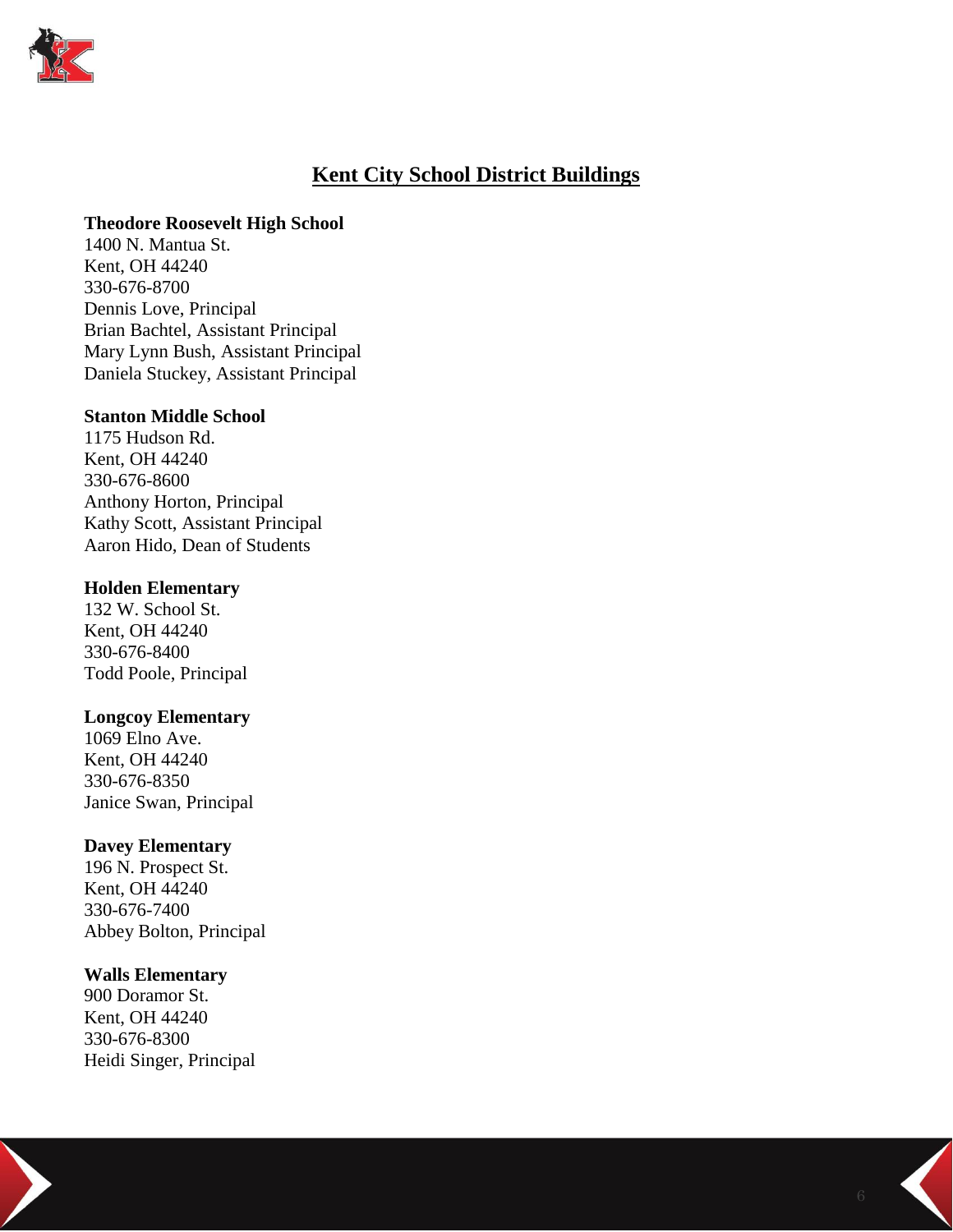# Kent City School District Buildings

**Theodore Roosevelt High School**
1400 N. Mantua St.
Kent, OH 44240
330-676-8700
Dennis Love, Principal
Brian Bachtel, Assistant Principal
Mary Lynn Bush, Assistant Principal
Daniela Stuckey, Assistant Principal

**Stanton Middle School**
1175 Hudson Rd.
Kent, OH 44240
330-676-8600
Anthony Horton, Principal
Kathy Scott, Assistant Principal
Aaron Hido, Dean of Students

**Holden Elementary**
132 W. School St.
Kent, OH 44240
330-676-8400
Todd Poole, Principal

**Longcoy Elementary**
1069 Elno Ave.
Kent, OH 44240
330-676-8350
Janice Swan, Principal

**Davey Elementary**
196 N. Prospect St.
Kent, OH 44240
330-676-7400
Abbey Bolton, Principal

**Walls Elementary**
900 Doramor St.
Kent, OH 44240
330-676-8300
Heidi Singer, Principal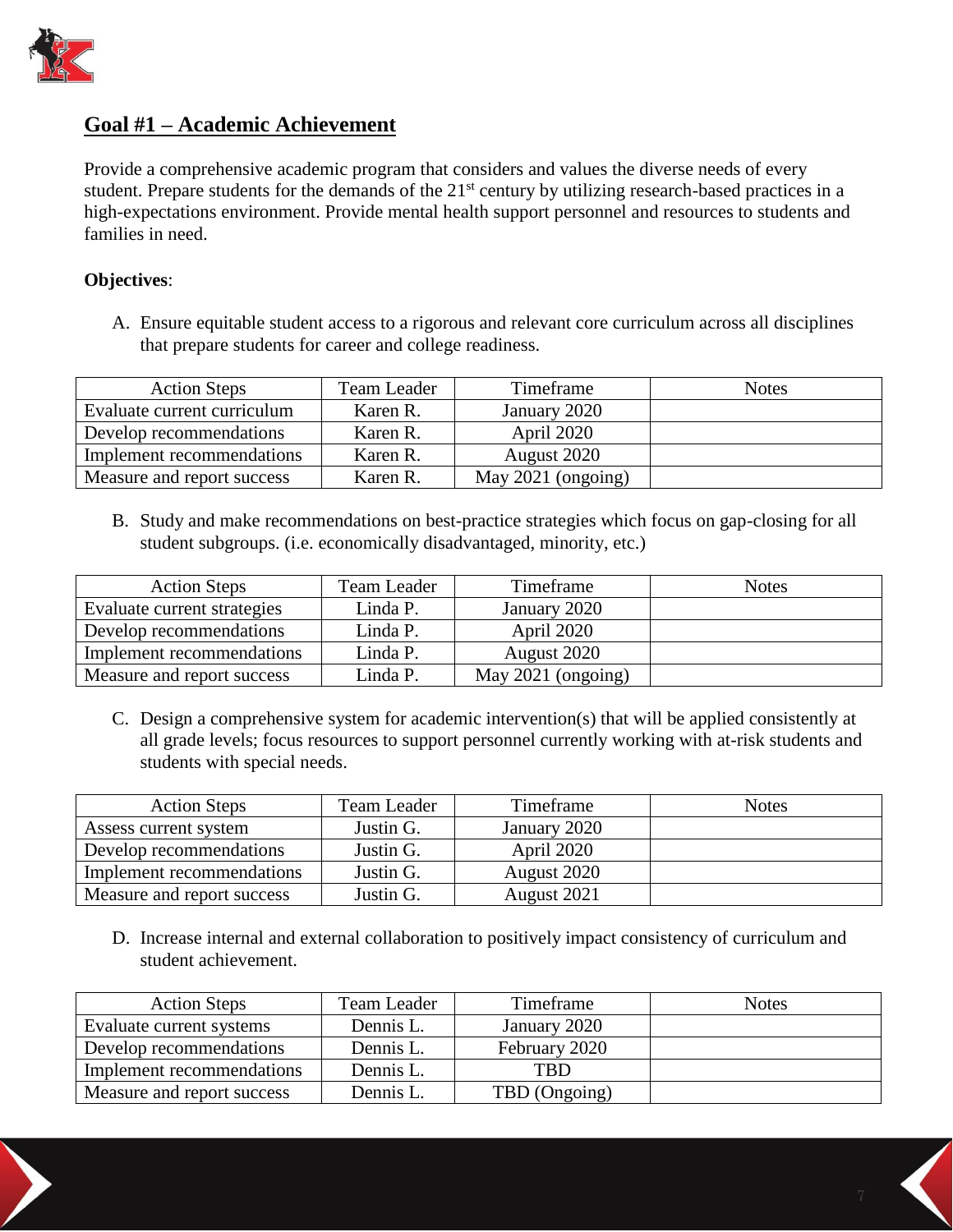## Goal #1 – Academic Achievement

Provide a comprehensive academic program that considers and values the diverse needs of every student. Prepare students for the demands of the 21st century by utilizing research-based practices in a high-expectations environment. Provide mental health support personnel and resources to students and families in need.

**Objectives**:

A. Ensure equitable student access to a rigorous and relevant core curriculum across all disciplines that prepare students for career and college readiness.

| Action Steps | Team Leader | Timeframe | Notes |
|---|---|---|---|
| Evaluate current curriculum | Karen R. | January 2020 | |
| Develop recommendations | Karen R. | April 2020 | |
| Implement recommendations | Karen R. | August 2020 | |
| Measure and report success | Karen R. | May 2021 (ongoing) | |

B. Study and make recommendations on best-practice strategies which focus on gap-closing for all student subgroups. (i.e. economically disadvantaged, minority, etc.)

| Action Steps | Team Leader | Timeframe | Notes |
|---|---|---|---|
| Evaluate current strategies | Linda P. | January 2020 | |
| Develop recommendations | Linda P. | April 2020 | |
| Implement recommendations | Linda P. | August 2020 | |
| Measure and report success | Linda P. | May 2021 (ongoing) | |

C. Design a comprehensive system for academic intervention(s) that will be applied consistently at all grade levels; focus resources to support personnel currently working with at-risk students and students with special needs.

| Action Steps | Team Leader | Timeframe | Notes |
|---|---|---|---|
| Assess current system | Justin G. | January 2020 | |
| Develop recommendations | Justin G. | April 2020 | |
| Implement recommendations | Justin G. | August 2020 | |
| Measure and report success | Justin G. | August 2021 | |

D. Increase internal and external collaboration to positively impact consistency of curriculum and student achievement.

| Action Steps | Team Leader | Timeframe | Notes |
|---|---|---|---|
| Evaluate current systems | Dennis L. | January 2020 | |
| Develop recommendations | Dennis L. | February 2020 | |
| Implement recommendations | Dennis L. | TBD | |
| Measure and report success | Dennis L. | TBD (Ongoing) | |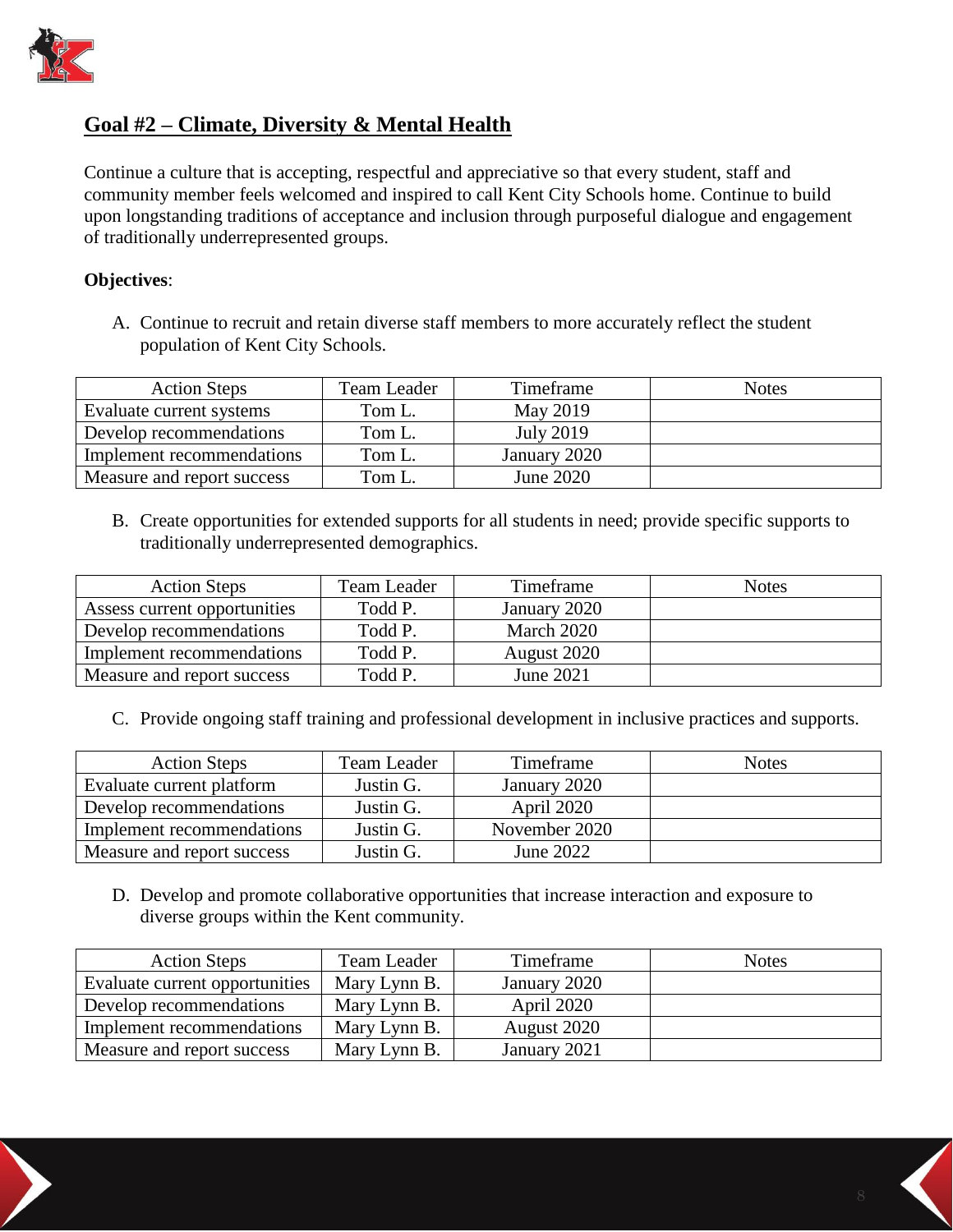## Goal #2 – Climate, Diversity & Mental Health

Continue a culture that is accepting, respectful and appreciative so that every student, staff and community member feels welcomed and inspired to call Kent City Schools home. Continue to build upon longstanding traditions of acceptance and inclusion through purposeful dialogue and engagement of traditionally underrepresented groups.

**Objectives**:

A. Continue to recruit and retain diverse staff members to more accurately reflect the student population of Kent City Schools.

| Action Steps | Team Leader | Timeframe | Notes |
|---|---|---|---|
| Evaluate current systems | Tom L. | May 2019 | |
| Develop recommendations | Tom L. | July 2019 | |
| Implement recommendations | Tom L. | January 2020 | |
| Measure and report success | Tom L. | June 2020 | |

B. Create opportunities for extended supports for all students in need; provide specific supports to traditionally underrepresented demographics.

| Action Steps | Team Leader | Timeframe | Notes |
|---|---|---|---|
| Assess current opportunities | Todd P. | January 2020 | |
| Develop recommendations | Todd P. | March 2020 | |
| Implement recommendations | Todd P. | August 2020 | |
| Measure and report success | Todd P. | June 2021 | |

C. Provide ongoing staff training and professional development in inclusive practices and supports.

| Action Steps | Team Leader | Timeframe | Notes |
|---|---|---|---|
| Evaluate current platform | Justin G. | January 2020 | |
| Develop recommendations | Justin G. | April 2020 | |
| Implement recommendations | Justin G. | November 2020 | |
| Measure and report success | Justin G. | June 2022 | |

D. Develop and promote collaborative opportunities that increase interaction and exposure to diverse groups within the Kent community.

| Action Steps | Team Leader | Timeframe | Notes |
|---|---|---|---|
| Evaluate current opportunities | Mary Lynn B. | January 2020 | |
| Develop recommendations | Mary Lynn B. | April 2020 | |
| Implement recommendations | Mary Lynn B. | August 2020 | |
| Measure and report success | Mary Lynn B. | January 2021 | |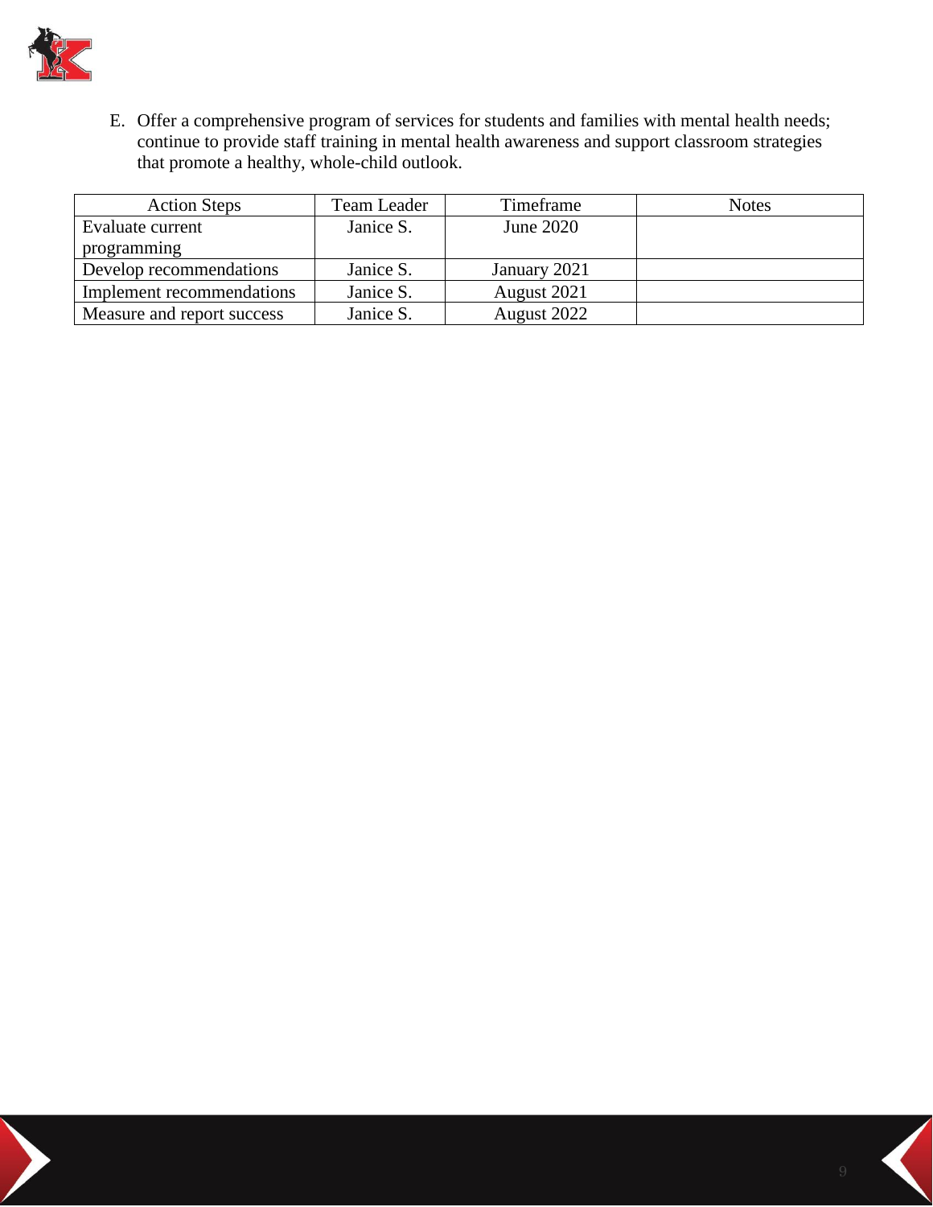E. Offer a comprehensive program of services for students and families with mental health needs; continue to provide staff training in mental health awareness and support classroom strategies that promote a healthy, whole-child outlook.

| Action Steps | Team Leader | Timeframe | Notes |
|---|---|---|---|
| Evaluate current programming | Janice S. | June 2020 | |
| Develop recommendations | Janice S. | January 2021 | |
| Implement recommendations | Janice S. | August 2021 | |
| Measure and report success | Janice S. | August 2022 | |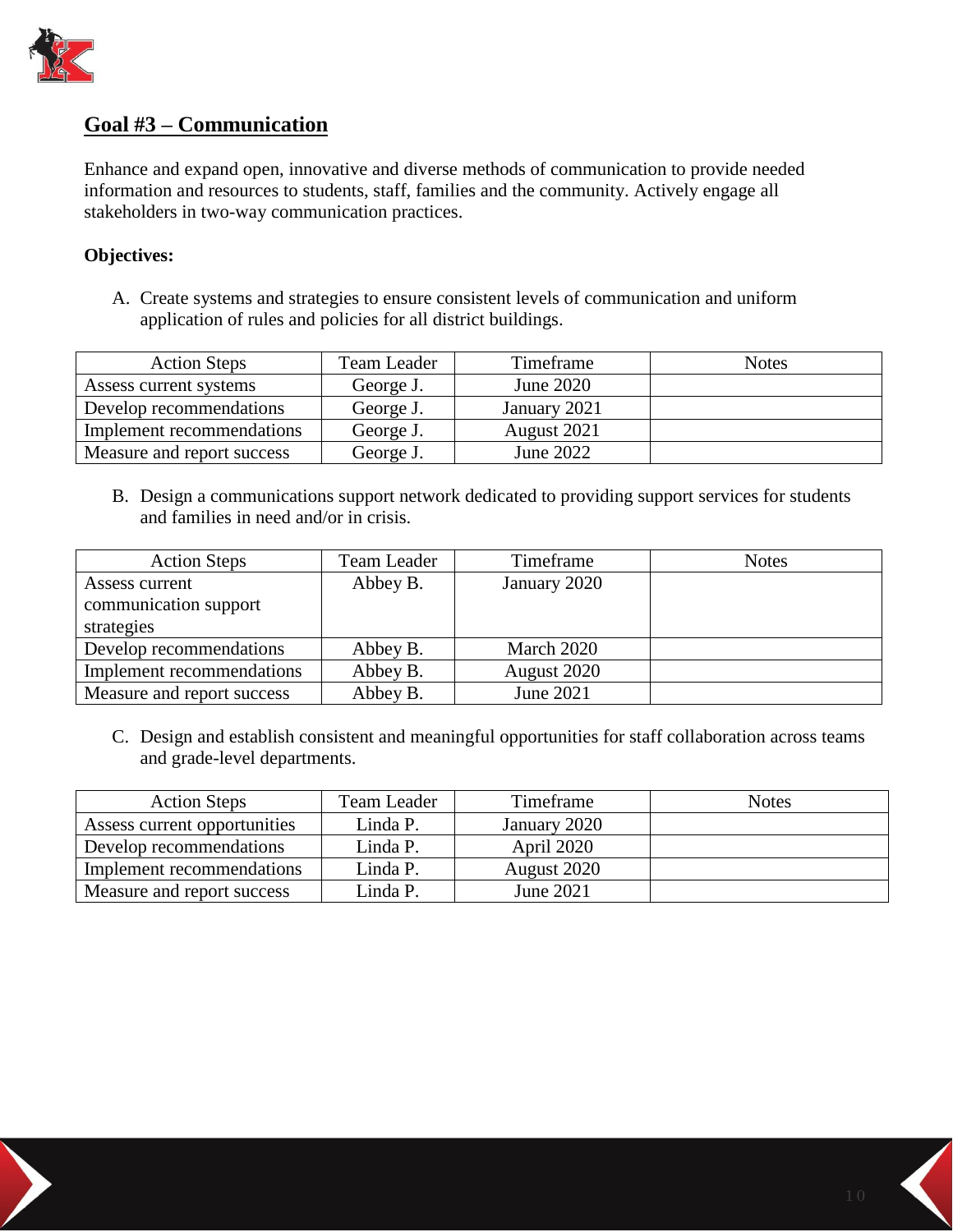## Goal #3 – Communication

Enhance and expand open, innovative and diverse methods of communication to provide needed information and resources to students, staff, families and the community. Actively engage all stakeholders in two-way communication practices.

**Objectives:**

A. Create systems and strategies to ensure consistent levels of communication and uniform application of rules and policies for all district buildings.

| Action Steps | Team Leader | Timeframe | Notes |
|---|---|---|---|
| Assess current systems | George J. | June 2020 | |
| Develop recommendations | George J. | January 2021 | |
| Implement recommendations | George J. | August 2021 | |
| Measure and report success | George J. | June 2022 | |

B. Design a communications support network dedicated to providing support services for students and families in need and/or in crisis.

| Action Steps | Team Leader | Timeframe | Notes |
|---|---|---|---|
| Assess current communication support strategies | Abbey B. | January 2020 | |
| Develop recommendations | Abbey B. | March 2020 | |
| Implement recommendations | Abbey B. | August 2020 | |
| Measure and report success | Abbey B. | June 2021 | |

C. Design and establish consistent and meaningful opportunities for staff collaboration across teams and grade-level departments.

| Action Steps | Team Leader | Timeframe | Notes |
|---|---|---|---|
| Assess current opportunities | Linda P. | January 2020 | |
| Develop recommendations | Linda P. | April 2020 | |
| Implement recommendations | Linda P. | August 2020 | |
| Measure and report success | Linda P. | June 2021 | |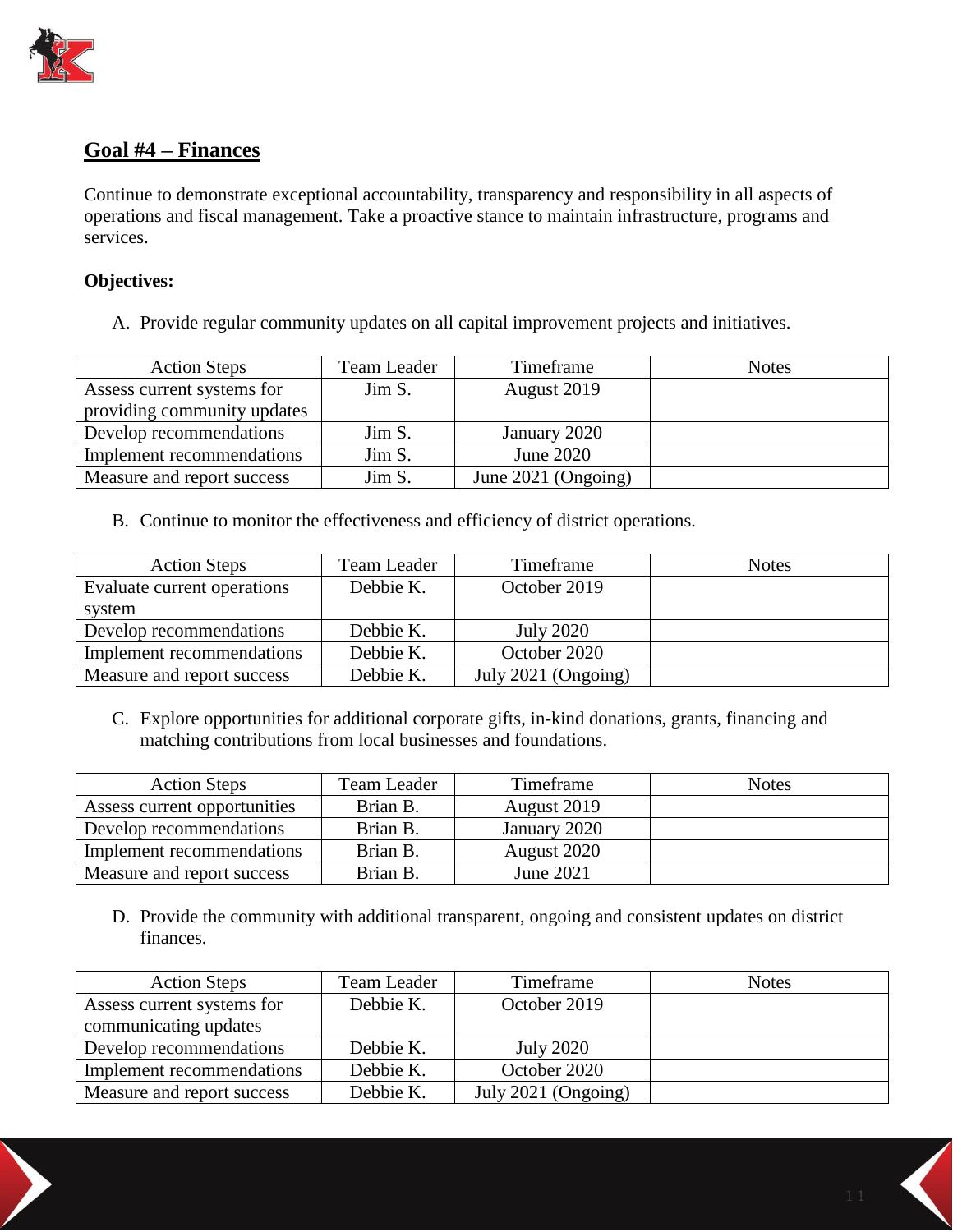## Goal #4 – Finances

Continue to demonstrate exceptional accountability, transparency and responsibility in all aspects of operations and fiscal management. Take a proactive stance to maintain infrastructure, programs and services.

**Objectives:**

A. Provide regular community updates on all capital improvement projects and initiatives.

| Action Steps | Team Leader | Timeframe | Notes |
|---|---|---|---|
| Assess current systems for providing community updates | Jim S. | August 2019 | |
| Develop recommendations | Jim S. | January 2020 | |
| Implement recommendations | Jim S. | June 2020 | |
| Measure and report success | Jim S. | June 2021 (Ongoing) | |

B. Continue to monitor the effectiveness and efficiency of district operations.

| Action Steps | Team Leader | Timeframe | Notes |
|---|---|---|---|
| Evaluate current operations system | Debbie K. | October 2019 | |
| Develop recommendations | Debbie K. | July 2020 | |
| Implement recommendations | Debbie K. | October 2020 | |
| Measure and report success | Debbie K. | July 2021 (Ongoing) | |

C. Explore opportunities for additional corporate gifts, in-kind donations, grants, financing and matching contributions from local businesses and foundations.

| Action Steps | Team Leader | Timeframe | Notes |
|---|---|---|---|
| Assess current opportunities | Brian B. | August 2019 | |
| Develop recommendations | Brian B. | January 2020 | |
| Implement recommendations | Brian B. | August 2020 | |
| Measure and report success | Brian B. | June 2021 | |

D. Provide the community with additional transparent, ongoing and consistent updates on district finances.

| Action Steps | Team Leader | Timeframe | Notes |
|---|---|---|---|
| Assess current systems for communicating updates | Debbie K. | October 2019 | |
| Develop recommendations | Debbie K. | July 2020 | |
| Implement recommendations | Debbie K. | October 2020 | |
| Measure and report success | Debbie K. | July 2021 (Ongoing) | |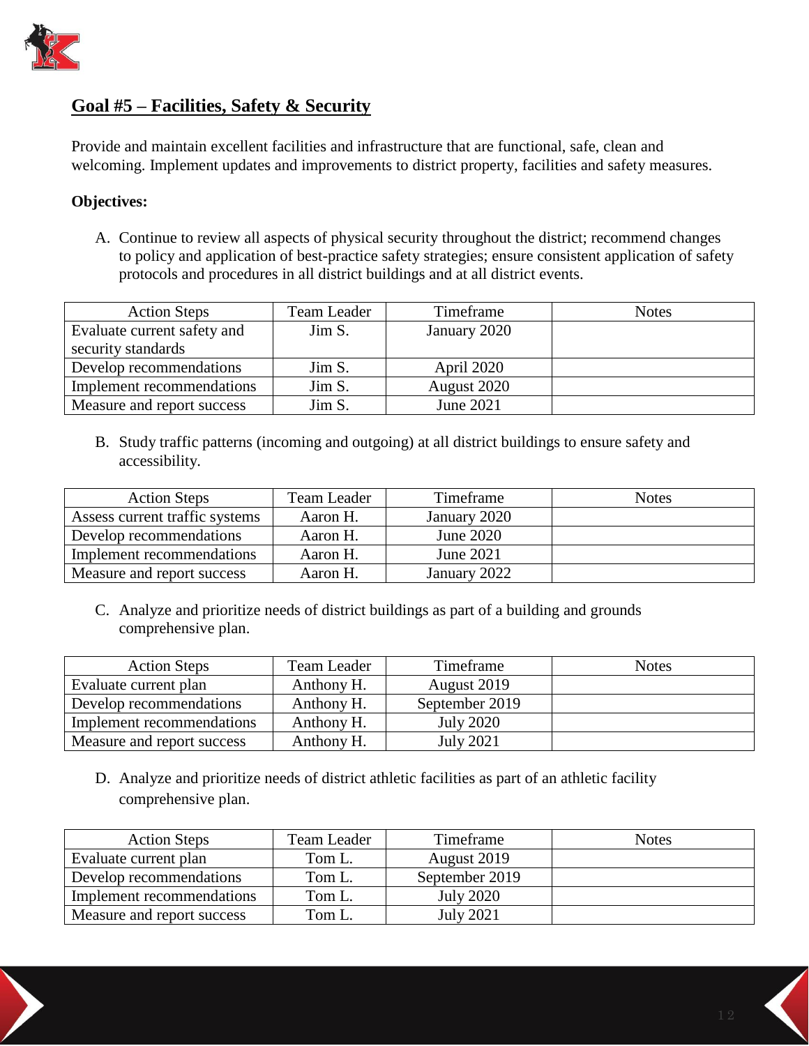## Goal #5 – Facilities, Safety & Security

Provide and maintain excellent facilities and infrastructure that are functional, safe, clean and welcoming. Implement updates and improvements to district property, facilities and safety measures.

**Objectives:**

A. Continue to review all aspects of physical security throughout the district; recommend changes to policy and application of best-practice safety strategies; ensure consistent application of safety protocols and procedures in all district buildings and at all district events.

| Action Steps | Team Leader | Timeframe | Notes |
|---|---|---|---|
| Evaluate current safety and security standards | Jim S. | January 2020 | |
| Develop recommendations | Jim S. | April 2020 | |
| Implement recommendations | Jim S. | August 2020 | |
| Measure and report success | Jim S. | June 2021 | |

B. Study traffic patterns (incoming and outgoing) at all district buildings to ensure safety and accessibility.

| Action Steps | Team Leader | Timeframe | Notes |
|---|---|---|---|
| Assess current traffic systems | Aaron H. | January 2020 | |
| Develop recommendations | Aaron H. | June 2020 | |
| Implement recommendations | Aaron H. | June 2021 | |
| Measure and report success | Aaron H. | January 2022 | |

C. Analyze and prioritize needs of district buildings as part of a building and grounds comprehensive plan.

| Action Steps | Team Leader | Timeframe | Notes |
|---|---|---|---|
| Evaluate current plan | Anthony H. | August 2019 | |
| Develop recommendations | Anthony H. | September 2019 | |
| Implement recommendations | Anthony H. | July 2020 | |
| Measure and report success | Anthony H. | July 2021 | |

D. Analyze and prioritize needs of district athletic facilities as part of an athletic facility comprehensive plan.

| Action Steps | Team Leader | Timeframe | Notes |
|---|---|---|---|
| Evaluate current plan | Tom L. | August 2019 | |
| Develop recommendations | Tom L. | September 2019 | |
| Implement recommendations | Tom L. | July 2020 | |
| Measure and report success | Tom L. | July 2021 | |